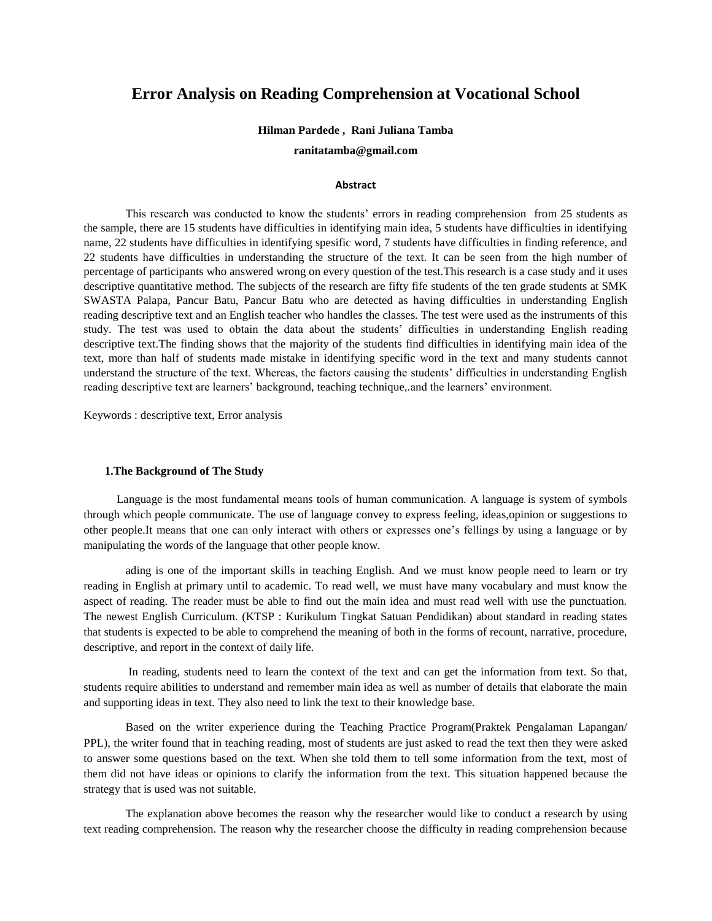# Error Analysis on Reading Comprehension at Vocational School

**Hilman Pardede , Rani Juliana Tamba**

**ranitatamba@gmail.com**

**Abstract**

This research was conducted to know the students' errors in reading comprehension from 25 students as the sample, there are 15 students have difficulties in identifying main idea, 5 students have difficulties in identifying name, 22 students have difficulties in identifying spesific word, 7 students have difficulties in finding reference, and 22 students have difficulties in understanding the structure of the text. It can be seen from the high number of percentage of participants who answered wrong on every question of the test.This research is a case study and it uses descriptive quantitative method. The subjects of the research are fifty fife students of the ten grade students at SMK SWASTA Palapa, Pancur Batu, Pancur Batu who are detected as having difficulties in understanding English reading descriptive text and an English teacher who handles the classes. The test were used as the instruments of this study. The test was used to obtain the data about the students' difficulties in understanding English reading descriptive text.The finding shows that the majority of the students find difficulties in identifying main idea of the text, more than half of students made mistake in identifying specific word in the text and many students cannot understand the structure of the text. Whereas, the factors causing the students' difficulties in understanding English reading descriptive text are learners' background, teaching technique,.and the learners' environment.

Keywords : descriptive text, Error analysis

## 1.The Background of The Study

Language is the most fundamental means tools of human communication. A language is system of symbols through which people communicate. The use of language convey to express feeling, ideas,opinion or suggestions to other people.It means that one can only interact with others or expresses one's fellings by using a language or by manipulating the words of the language that other people know.

ading is one of the important skills in teaching English. And we must know people need to learn or try reading in English at primary until to academic. To read well, we must have many vocabulary and must know the aspect of reading. The reader must be able to find out the main idea and must read well with use the punctuation. The newest English Curriculum. (KTSP : Kurikulum Tingkat Satuan Pendidikan) about standard in reading states that students is expected to be able to comprehend the meaning of both in the forms of recount, narrative, procedure, descriptive, and report in the context of daily life.

In reading, students need to learn the context of the text and can get the information from text. So that, students require abilities to understand and remember main idea as well as number of details that elaborate the main and supporting ideas in text. They also need to link the text to their knowledge base.

Based on the writer experience during the Teaching Practice Program(Praktek Pengalaman Lapangan/ PPL), the writer found that in teaching reading, most of students are just asked to read the text then they were asked to answer some questions based on the text. When she told them to tell some information from the text, most of them did not have ideas or opinions to clarify the information from the text. This situation happened because the strategy that is used was not suitable.

The explanation above becomes the reason why the researcher would like to conduct a research by using text reading comprehension. The reason why the researcher choose the difficulty in reading comprehension because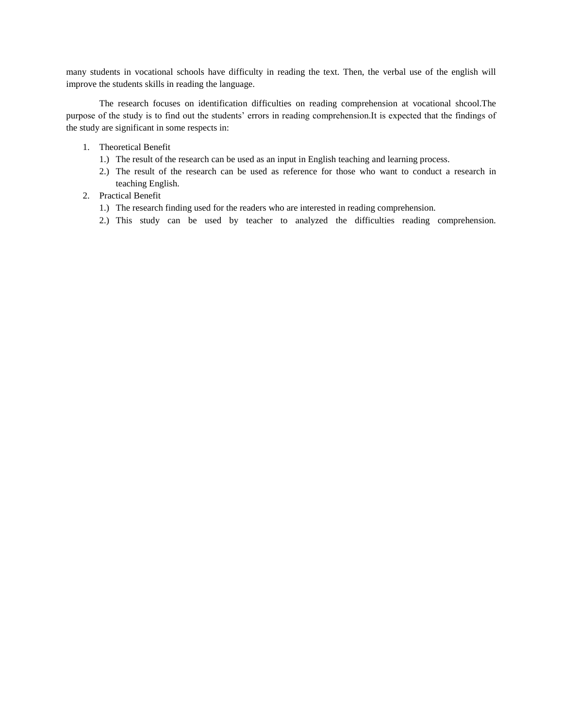many students in vocational schools have difficulty in reading the text. Then, the verbal use of the english will improve the students skills in reading the language.

The research focuses on identification difficulties on reading comprehension at vocational shcool.The purpose of the study is to find out the students' errors in reading comprehension.It is expected that the findings of the study are significant in some respects in:

1. Theoretical Benefit
   1.) The result of the research can be used as an input in English teaching and learning process.
   2.) The result of the research can be used as reference for those who want to conduct a research in teaching English.
2. Practical Benefit
   1.) The research finding used for the readers who are interested in reading comprehension.
   2.) This study can be used by teacher to analyzed the difficulties reading comprehension.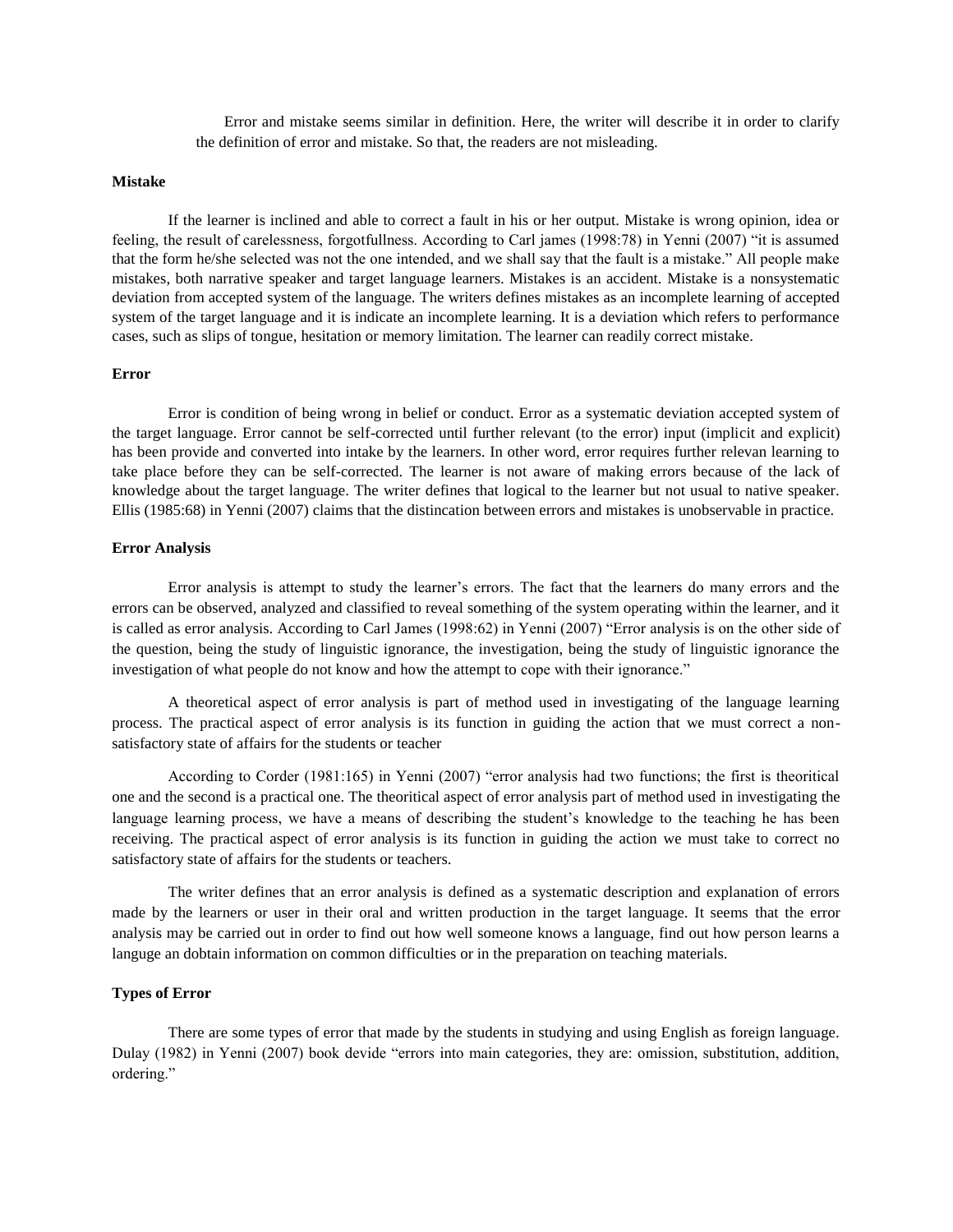Error and mistake seems similar in definition. Here, the writer will describe it in order to clarify the definition of error and mistake. So that, the readers are not misleading.

**Mistake**

If the learner is inclined and able to correct a fault in his or her output. Mistake is wrong opinion, idea or feeling, the result of carelessness, forgotfullness. According to Carl james (1998:78) in Yenni (2007) "it is assumed that the form he/she selected was not the one intended, and we shall say that the fault is a mistake." All people make mistakes, both narrative speaker and target language learners. Mistakes is an accident. Mistake is a nonsystematic deviation from accepted system of the language. The writers defines mistakes as an incomplete learning of accepted system of the target language and it is indicate an incomplete learning. It is a deviation which refers to performance cases, such as slips of tongue, hesitation or memory limitation. The learner can readily correct mistake.

**Error**

Error is condition of being wrong in belief or conduct. Error as a systematic deviation accepted system of the target language. Error cannot be self-corrected until further relevant (to the error) input (implicit and explicit) has been provide and converted into intake by the learners. In other word, error requires further relevan learning to take place before they can be self-corrected. The learner is not aware of making errors because of the lack of knowledge about the target language. The writer defines that logical to the learner but not usual to native speaker. Ellis (1985:68) in Yenni (2007) claims that the distincation between errors and mistakes is unobservable in practice.

**Error Analysis**

Error analysis is attempt to study the learner's errors. The fact that the learners do many errors and the errors can be observed, analyzed and classified to reveal something of the system operating within the learner, and it is called as error analysis. According to Carl James (1998:62) in Yenni (2007) "Error analysis is on the other side of the question, being the study of linguistic ignorance, the investigation, being the study of linguistic ignorance the investigation of what people do not know and how the attempt to cope with their ignorance."

A theoretical aspect of error analysis is part of method used in investigating of the language learning process. The practical aspect of error analysis is its function in guiding the action that we must correct a non-satisfactory state of affairs for the students or teacher

According to Corder (1981:165) in Yenni (2007) "error analysis had two functions; the first is theoritical one and the second is a practical one. The theoritical aspect of error analysis part of method used in investigating the language learning process, we have a means of describing the student's knowledge to the teaching he has been receiving. The practical aspect of error analysis is its function in guiding the action we must take to correct no satisfactory state of affairs for the students or teachers.

The writer defines that an error analysis is defined as a systematic description and explanation of errors made by the learners or user in their oral and written production in the target language. It seems that the error analysis may be carried out in order to find out how well someone knows a language, find out how person learns a languge an dobtain information on common difficulties or in the preparation on teaching materials.

**Types of Error**

There are some types of error that made by the students in studying and using English as foreign language. Dulay (1982) in Yenni (2007) book devide "errors into main categories, they are: omission, substitution, addition, ordering."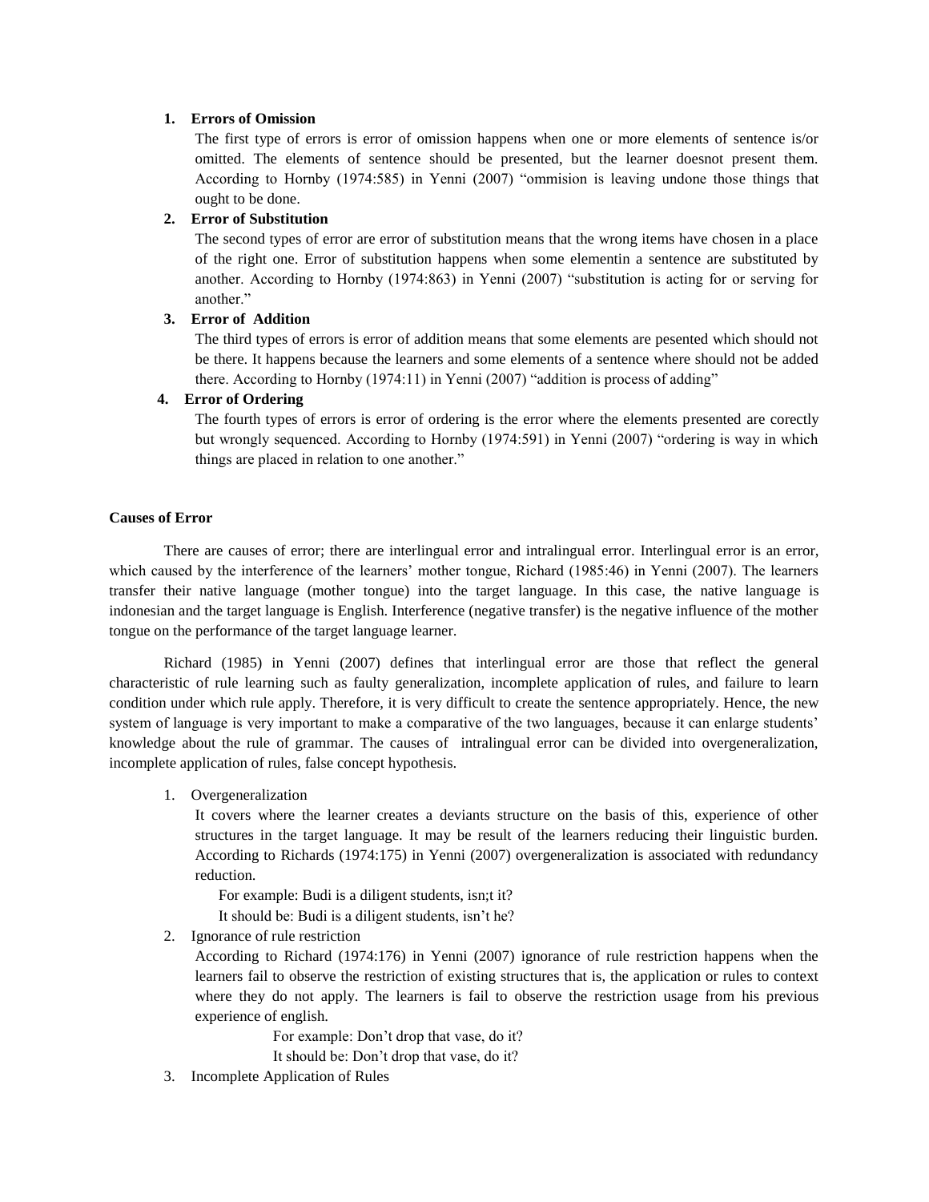1. **Errors of Omission**

   The first type of errors is error of omission happens when one or more elements of sentence is/or omitted. The elements of sentence should be presented, but the learner doesnot present them. According to Hornby (1974:585) in Yenni (2007) "ommision is leaving undone those things that ought to be done.

2. **Error of Substitution**

   The second types of error are error of substitution means that the wrong items have chosen in a place of the right one. Error of substitution happens when some elementin a sentence are substituted by another. According to Hornby (1974:863) in Yenni (2007) "substitution is acting for or serving for another."

3. **Error of  Addition**

   The third types of errors is error of addition means that some elements are pesented which should not be there. It happens because the learners and some elements of a sentence where should not be added there. According to Hornby (1974:11) in Yenni (2007) "addition is process of adding"

4. **Error of Ordering**

   The fourth types of errors is error of ordering is the error where the elements presented are corectly but wrongly sequenced. According to Hornby (1974:591) in Yenni (2007) "ordering is way in which things are placed in relation to one another."

**Causes of Error**

There are causes of error; there are interlingual error and intralingual error. Interlingual error is an error, which caused by the interference of the learners' mother tongue, Richard (1985:46) in Yenni (2007). The learners transfer their native language (mother tongue) into the target language. In this case, the native language is indonesian and the target language is English. Interference (negative transfer) is the negative influence of the mother tongue on the performance of the target language learner.

Richard (1985) in Yenni (2007) defines that interlingual error are those that reflect the general characteristic of rule learning such as faulty generalization, incomplete application of rules, and failure to learn condition under which rule apply. Therefore, it is very difficult to create the sentence appropriately. Hence, the new system of language is very important to make a comparative of the two languages, because it can enlarge students' knowledge about the rule of grammar. The causes of  intralingual error can be divided into overgeneralization, incomplete application of rules, false concept hypothesis.

1. Overgeneralization

   It covers where the learner creates a deviants structure on the basis of this, experience of other structures in the target language. It may be result of the learners reducing their linguistic burden. According to Richards (1974:175) in Yenni (2007) overgeneralization is associated with redundancy reduction.

   For example: Budi is a diligent students, isn;t it?

   It should be: Budi is a diligent students, isn't he?

2. Ignorance of rule restriction

   According to Richard (1974:176) in Yenni (2007) ignorance of rule restriction happens when the learners fail to observe the restriction of existing structures that is, the application or rules to context where they do not apply. The learners is fail to observe the restriction usage from his previous experience of english.

   For example: Don't drop that vase, do it?

   It should be: Don't drop that vase, do it?

3. Incomplete Application of Rules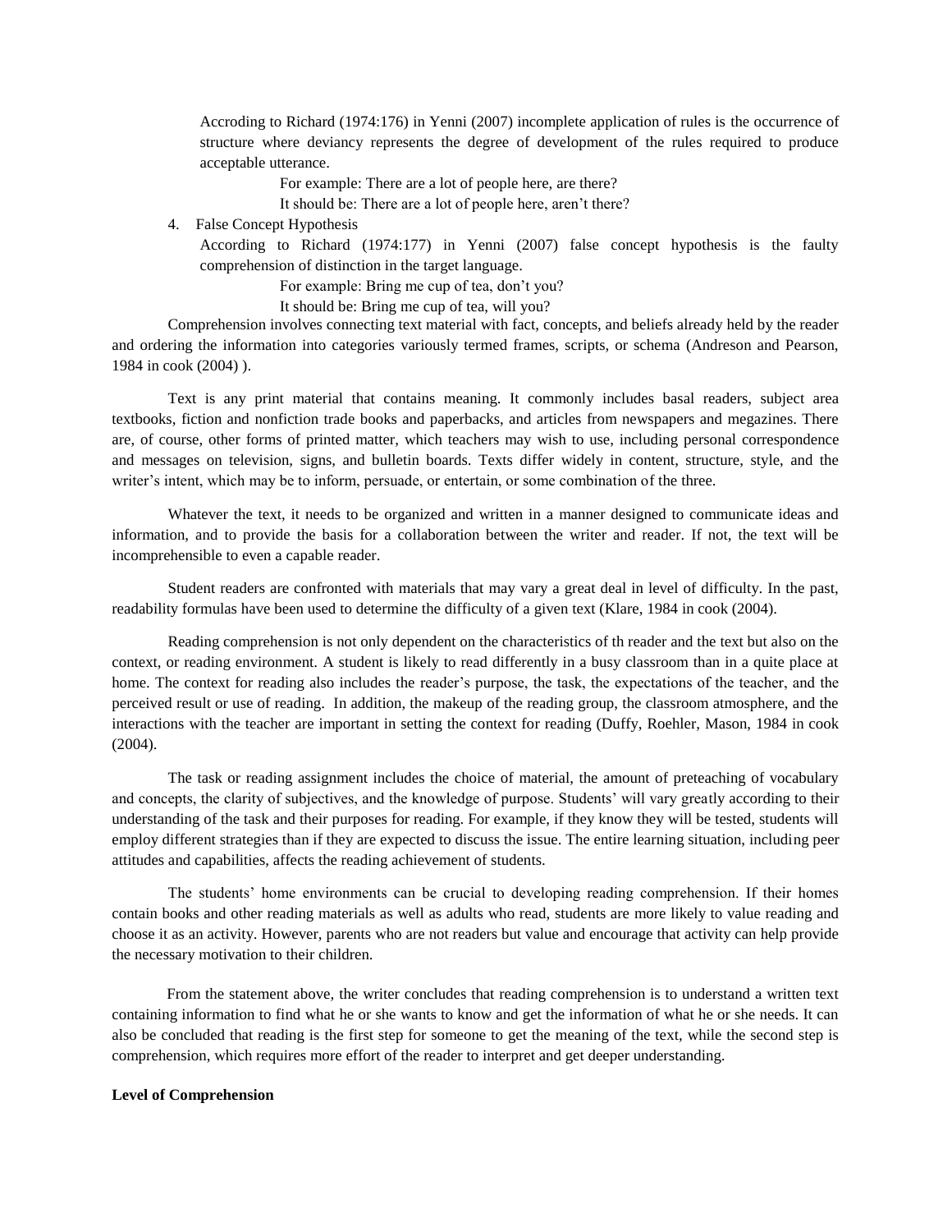Accroding to Richard (1974:176) in Yenni (2007) incomplete application of rules is the occurrence of structure where deviancy represents the degree of development of the rules required to produce acceptable utterance.

For example: There are a lot of people here, are there?

It should be: There are a lot of people here, aren't there?

4. False Concept Hypothesis

According to Richard (1974:177) in Yenni (2007) false concept hypothesis is the faulty comprehension of distinction in the target language.

For example: Bring me cup of tea, don't you?

It should be: Bring me cup of tea, will you?

Comprehension involves connecting text material with fact, concepts, and beliefs already held by the reader and ordering the information into categories variously termed frames, scripts, or schema (Andreson and Pearson, 1984 in cook (2004) ).

Text is any print material that contains meaning. It commonly includes basal readers, subject area textbooks, fiction and nonfiction trade books and paperbacks, and articles from newspapers and megazines. There are, of course, other forms of printed matter, which teachers may wish to use, including personal correspondence and messages on television, signs, and bulletin boards. Texts differ widely in content, structure, style, and the writer's intent, which may be to inform, persuade, or entertain, or some combination of the three.

Whatever the text, it needs to be organized and written in a manner designed to communicate ideas and information, and to provide the basis for a collaboration between the writer and reader. If not, the text will be incomprehensible to even a capable reader.

Student readers are confronted with materials that may vary a great deal in level of difficulty. In the past, readability formulas have been used to determine the difficulty of a given text (Klare, 1984 in cook (2004).

Reading comprehension is not only dependent on the characteristics of th reader and the text but also on the context, or reading environment. A student is likely to read differently in a busy classroom than in a quite place at home. The context for reading also includes the reader's purpose, the task, the expectations of the teacher, and the perceived result or use of reading. In addition, the makeup of the reading group, the classroom atmosphere, and the interactions with the teacher are important in setting the context for reading (Duffy, Roehler, Mason, 1984 in cook (2004).

The task or reading assignment includes the choice of material, the amount of preteaching of vocabulary and concepts, the clarity of subjectives, and the knowledge of purpose. Students' will vary greatly according to their understanding of the task and their purposes for reading. For example, if they know they will be tested, students will employ different strategies than if they are expected to discuss the issue. The entire learning situation, including peer attitudes and capabilities, affects the reading achievement of students.

The students' home environments can be crucial to developing reading comprehension. If their homes contain books and other reading materials as well as adults who read, students are more likely to value reading and choose it as an activity. However, parents who are not readers but value and encourage that activity can help provide the necessary motivation to their children.

From the statement above, the writer concludes that reading comprehension is to understand a written text containing information to find what he or she wants to know and get the information of what he or she needs. It can also be concluded that reading is the first step for someone to get the meaning of the text, while the second step is comprehension, which requires more effort of the reader to interpret and get deeper understanding.

**Level of Comprehension**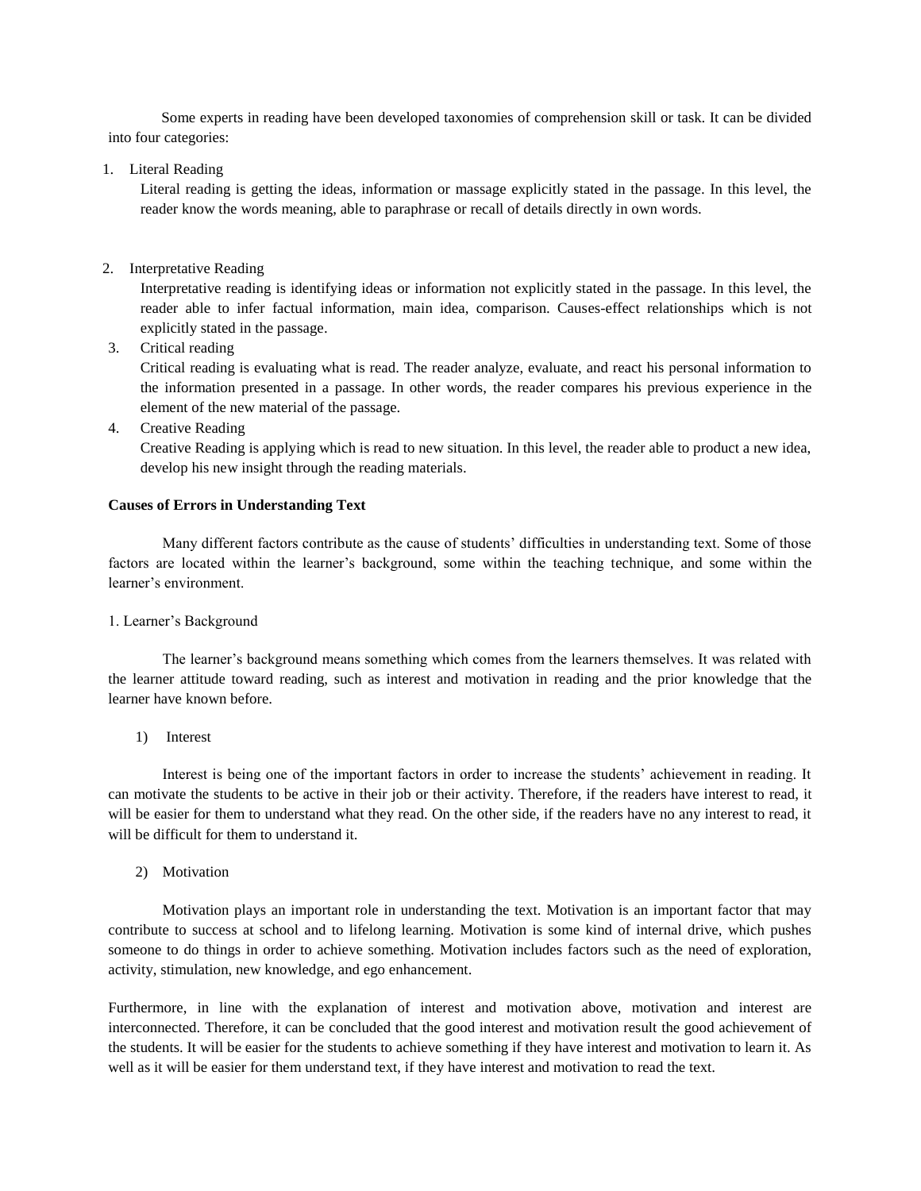Some experts in reading have been developed taxonomies of comprehension skill or task. It can be divided into four categories:

1. Literal Reading

   Literal reading is getting the ideas, information or massage explicitly stated in the passage. In this level, the reader know the words meaning, able to paraphrase or recall of details directly in own words.

2. Interpretative Reading

   Interpretative reading is identifying ideas or information not explicitly stated in the passage. In this level, the reader able to infer factual information, main idea, comparison. Causes-effect relationships which is not explicitly stated in the passage.

3. Critical reading

   Critical reading is evaluating what is read. The reader analyze, evaluate, and react his personal information to the information presented in a passage. In other words, the reader compares his previous experience in the element of the new material of the passage.

4. Creative Reading

   Creative Reading is applying which is read to new situation. In this level, the reader able to product a new idea, develop his new insight through the reading materials.

**Causes of Errors in Understanding Text**

Many different factors contribute as the cause of students' difficulties in understanding text. Some of those factors are located within the learner's background, some within the teaching technique, and some within the learner's environment.

1. Learner's Background

The learner's background means something which comes from the learners themselves. It was related with the learner attitude toward reading, such as interest and motivation in reading and the prior knowledge that the learner have known before.

1) Interest

Interest is being one of the important factors in order to increase the students' achievement in reading. It can motivate the students to be active in their job or their activity. Therefore, if the readers have interest to read, it will be easier for them to understand what they read. On the other side, if the readers have no any interest to read, it will be difficult for them to understand it.

2) Motivation

Motivation plays an important role in understanding the text. Motivation is an important factor that may contribute to success at school and to lifelong learning. Motivation is some kind of internal drive, which pushes someone to do things in order to achieve something. Motivation includes factors such as the need of exploration, activity, stimulation, new knowledge, and ego enhancement.

Furthermore, in line with the explanation of interest and motivation above, motivation and interest are interconnected. Therefore, it can be concluded that the good interest and motivation result the good achievement of the students. It will be easier for the students to achieve something if they have interest and motivation to learn it. As well as it will be easier for them understand text, if they have interest and motivation to read the text.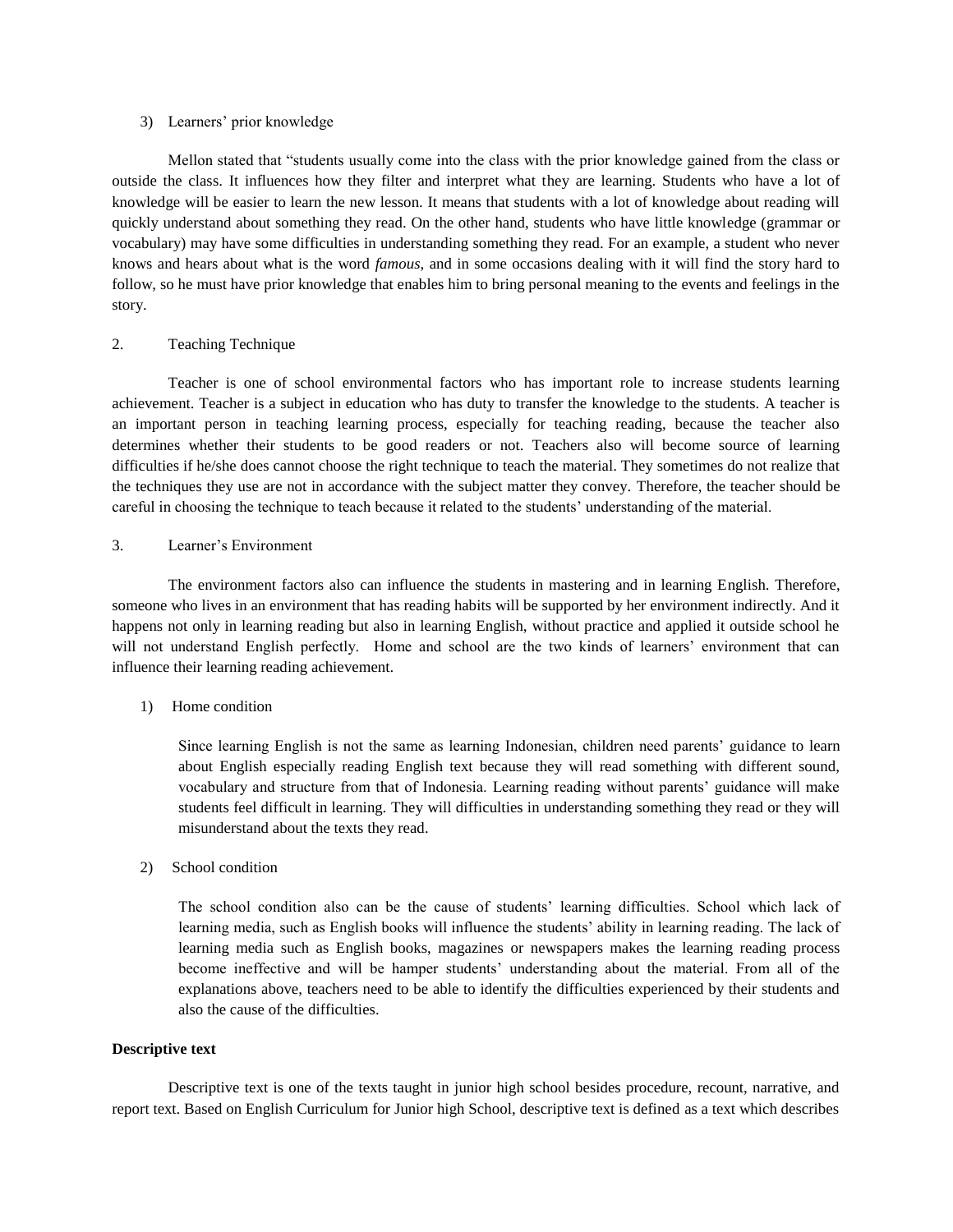3) Learners' prior knowledge

Mellon stated that "students usually come into the class with the prior knowledge gained from the class or outside the class. It influences how they filter and interpret what they are learning. Students who have a lot of knowledge will be easier to learn the new lesson. It means that students with a lot of knowledge about reading will quickly understand about something they read. On the other hand, students who have little knowledge (grammar or vocabulary) may have some difficulties in understanding something they read. For an example, a student who never knows and hears about what is the word *famous*, and in some occasions dealing with it will find the story hard to follow, so he must have prior knowledge that enables him to bring personal meaning to the events and feelings in the story.

2. Teaching Technique

Teacher is one of school environmental factors who has important role to increase students learning achievement. Teacher is a subject in education who has duty to transfer the knowledge to the students. A teacher is an important person in teaching learning process, especially for teaching reading, because the teacher also determines whether their students to be good readers or not. Teachers also will become source of learning difficulties if he/she does cannot choose the right technique to teach the material. They sometimes do not realize that the techniques they use are not in accordance with the subject matter they convey. Therefore, the teacher should be careful in choosing the technique to teach because it related to the students' understanding of the material.

3. Learner's Environment

The environment factors also can influence the students in mastering and in learning English. Therefore, someone who lives in an environment that has reading habits will be supported by her environment indirectly. And it happens not only in learning reading but also in learning English, without practice and applied it outside school he will not understand English perfectly. Home and school are the two kinds of learners' environment that can influence their learning reading achievement.

1) Home condition

Since learning English is not the same as learning Indonesian, children need parents' guidance to learn about English especially reading English text because they will read something with different sound, vocabulary and structure from that of Indonesia. Learning reading without parents' guidance will make students feel difficult in learning. They will difficulties in understanding something they read or they will misunderstand about the texts they read.

2) School condition

The school condition also can be the cause of students' learning difficulties. School which lack of learning media, such as English books will influence the students' ability in learning reading. The lack of learning media such as English books, magazines or newspapers makes the learning reading process become ineffective and will be hamper students' understanding about the material. From all of the explanations above, teachers need to be able to identify the difficulties experienced by their students and also the cause of the difficulties.

**Descriptive text**

Descriptive text is one of the texts taught in junior high school besides procedure, recount, narrative, and report text. Based on English Curriculum for Junior high School, descriptive text is defined as a text which describes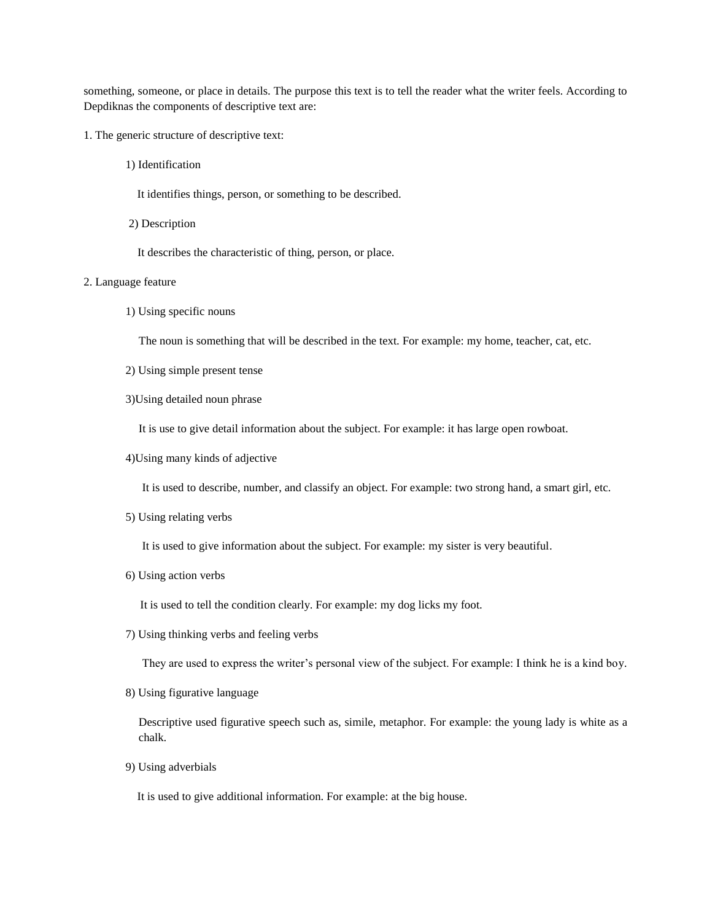something, someone, or place in details. The purpose this text is to tell the reader what the writer feels. According to Depdiknas the components of descriptive text are:

1. The generic structure of descriptive text:

   1) Identification

      It identifies things, person, or something to be described.

   2) Description

      It describes the characteristic of thing, person, or place.

2. Language feature

   1) Using specific nouns

      The noun is something that will be described in the text. For example: my home, teacher, cat, etc.

   2) Using simple present tense

   3)Using detailed noun phrase

      It is use to give detail information about the subject. For example: it has large open rowboat.

   4)Using many kinds of adjective

      It is used to describe, number, and classify an object. For example: two strong hand, a smart girl, etc.

   5) Using relating verbs

      It is used to give information about the subject. For example: my sister is very beautiful.

   6) Using action verbs

      It is used to tell the condition clearly. For example: my dog licks my foot.

   7) Using thinking verbs and feeling verbs

      They are used to express the writer's personal view of the subject. For example: I think he is a kind boy.

   8) Using figurative language

      Descriptive used figurative speech such as, simile, metaphor. For example: the young lady is white as a chalk.

   9) Using adverbials

      It is used to give additional information. For example: at the big house.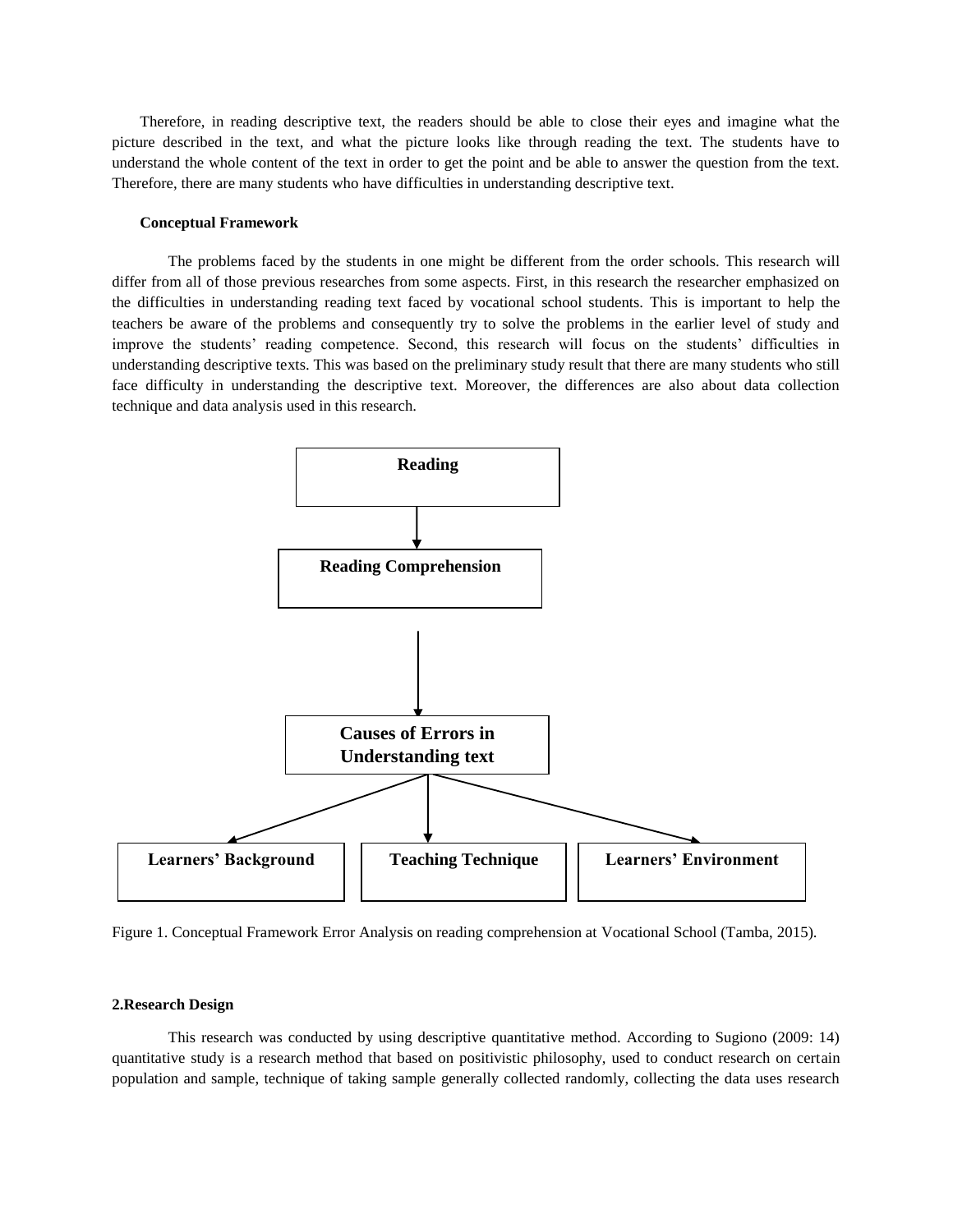Therefore, in reading descriptive text, the readers should be able to close their eyes and imagine what the picture described in the text, and what the picture looks like through reading the text. The students have to understand the whole content of the text in order to get the point and be able to answer the question from the text. Therefore, there are many students who have difficulties in understanding descriptive text.

**Conceptual Framework**

The problems faced by the students in one might be different from the order schools. This research will differ from all of those previous researches from some aspects. First, in this research the researcher emphasized on the difficulties in understanding reading text faced by vocational school students. This is important to help the teachers be aware of the problems and consequently try to solve the problems in the earlier level of study and improve the students' reading competence. Second, this research will focus on the students' difficulties in understanding descriptive texts. This was based on the preliminary study result that there are many students who still face difficulty in understanding the descriptive text. Moreover, the differences are also about data collection technique and data analysis used in this research.

**Reading**

↓

**Reading Comprehension**

↓

**Causes of Errors in Understanding text**

↓

**Learners' Background** | **Teaching Technique** | **Learners' Environment**

Figure 1. Conceptual Framework Error Analysis on reading comprehension at Vocational School (Tamba, 2015).

**2.Research Design**

This research was conducted by using descriptive quantitative method. According to Sugiono (2009: 14) quantitative study is a research method that based on positivistic philosophy, used to conduct research on certain population and sample, technique of taking sample generally collected randomly, collecting the data uses research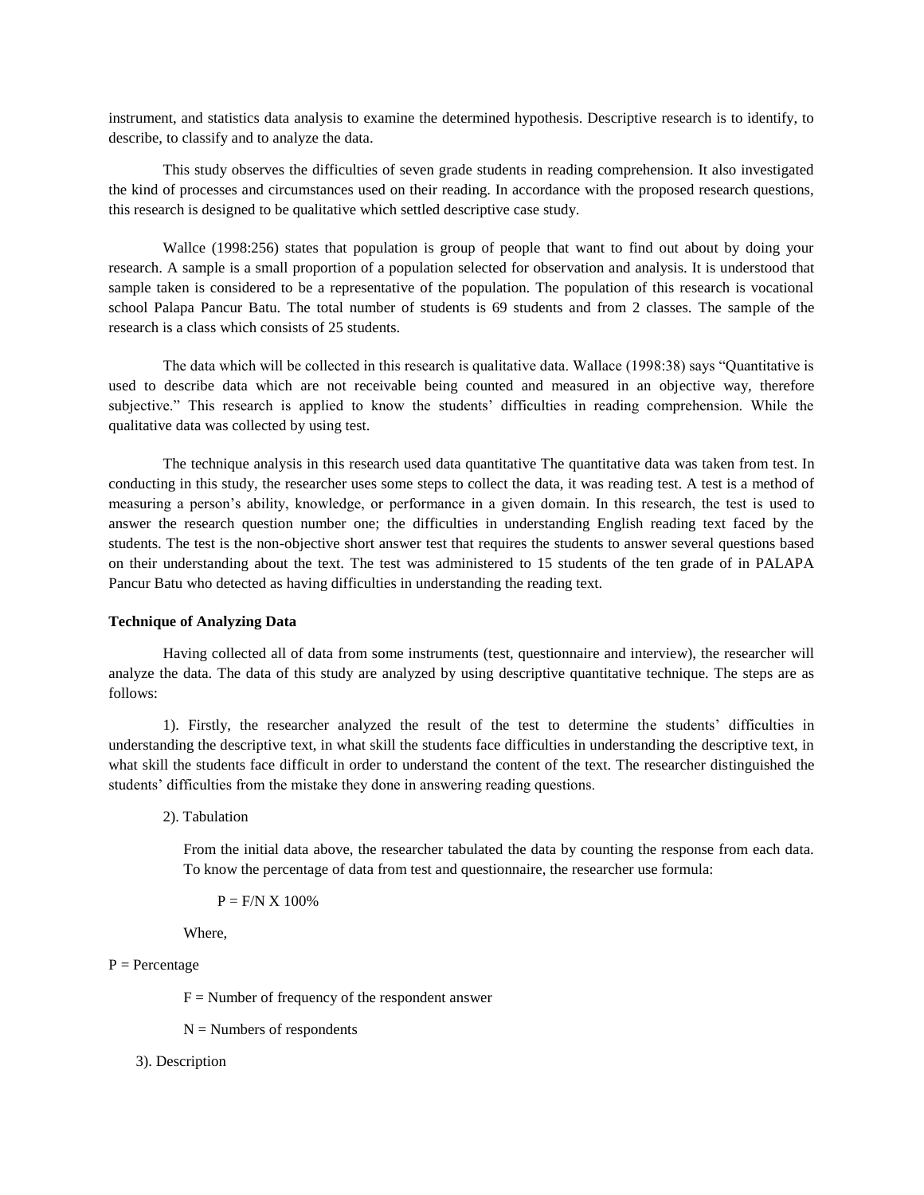instrument, and statistics data analysis to examine the determined hypothesis. Descriptive research is to identify, to describe, to classify and to analyze the data.

This study observes the difficulties of seven grade students in reading comprehension. It also investigated the kind of processes and circumstances used on their reading. In accordance with the proposed research questions, this research is designed to be qualitative which settled descriptive case study.

Wallce (1998:256) states that population is group of people that want to find out about by doing your research. A sample is a small proportion of a population selected for observation and analysis. It is understood that sample taken is considered to be a representative of the population. The population of this research is vocational school Palapa Pancur Batu. The total number of students is 69 students and from 2 classes. The sample of the research is a class which consists of 25 students.

The data which will be collected in this research is qualitative data. Wallace (1998:38) says "Quantitative is used to describe data which are not receivable being counted and measured in an objective way, therefore subjective." This research is applied to know the students' difficulties in reading comprehension. While the qualitative data was collected by using test.

The technique analysis in this research used data quantitative The quantitative data was taken from test. In conducting in this study, the researcher uses some steps to collect the data, it was reading test. A test is a method of measuring a person's ability, knowledge, or performance in a given domain. In this research, the test is used to answer the research question number one; the difficulties in understanding English reading text faced by the students. The test is the non-objective short answer test that requires the students to answer several questions based on their understanding about the text. The test was administered to 15 students of the ten grade of in PALAPA Pancur Batu who detected as having difficulties in understanding the reading text.

**Technique of Analyzing Data**

Having collected all of data from some instruments (test, questionnaire and interview), the researcher will analyze the data. The data of this study are analyzed by using descriptive quantitative technique. The steps are as follows:

1). Firstly, the researcher analyzed the result of the test to determine the students' difficulties in understanding the descriptive text, in what skill the students face difficulties in understanding the descriptive text, in what skill the students face difficult in order to understand the content of the text. The researcher distinguished the students' difficulties from the mistake they done in answering reading questions.

2). Tabulation

From the initial data above, the researcher tabulated the data by counting the response from each data. To know the percentage of data from test and questionnaire, the researcher use formula:

$$P = F/N \times 100\%$$

Where,

P = Percentage

F = Number of frequency of the respondent answer

N = Numbers of respondents

3). Description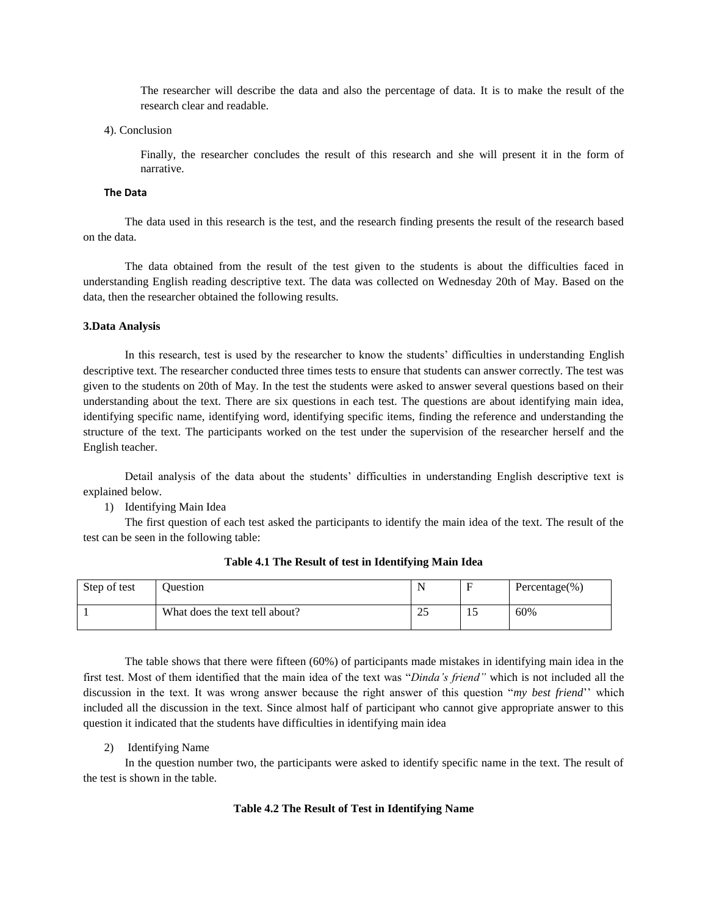The researcher will describe the data and also the percentage of data. It is to make the result of the research clear and readable.

4). Conclusion

Finally, the researcher concludes the result of this research and she will present it in the form of narrative.

**The Data**

The data used in this research is the test, and the research finding presents the result of the research based on the data.

The data obtained from the result of the test given to the students is about the difficulties faced in understanding English reading descriptive text. The data was collected on Wednesday 20th of May. Based on the data, then the researcher obtained the following results.

**3.Data Analysis**

In this research, test is used by the researcher to know the students' difficulties in understanding English descriptive text. The researcher conducted three times tests to ensure that students can answer correctly. The test was given to the students on 20th of May. In the test the students were asked to answer several questions based on their understanding about the text. There are six questions in each test. The questions are about identifying main idea, identifying specific name, identifying word, identifying specific items, finding the reference and understanding the structure of the text. The participants worked on the test under the supervision of the researcher herself and the English teacher.

Detail analysis of the data about the students' difficulties in understanding English descriptive text is explained below.

1) Identifying Main Idea

The first question of each test asked the participants to identify the main idea of the text. The result of the test can be seen in the following table:

**Table 4.1 The Result of test in Identifying Main Idea**

| Step of test | Question | N | F | Percentage(%) |
|---|---|---|---|---|
| 1 | What does the text tell about? | 25 | 15 | 60% |

The table shows that there were fifteen (60%) of participants made mistakes in identifying main idea in the first test. Most of them identified that the main idea of the text was "*Dinda's friend"* which is not included all the discussion in the text. It was wrong answer because the right answer of this question "*my best friend*'' which included all the discussion in the text. Since almost half of participant who cannot give appropriate answer to this question it indicated that the students have difficulties in identifying main idea

2) Identifying Name

In the question number two, the participants were asked to identify specific name in the text. The result of the test is shown in the table.

**Table 4.2 The Result of Test in Identifying Name**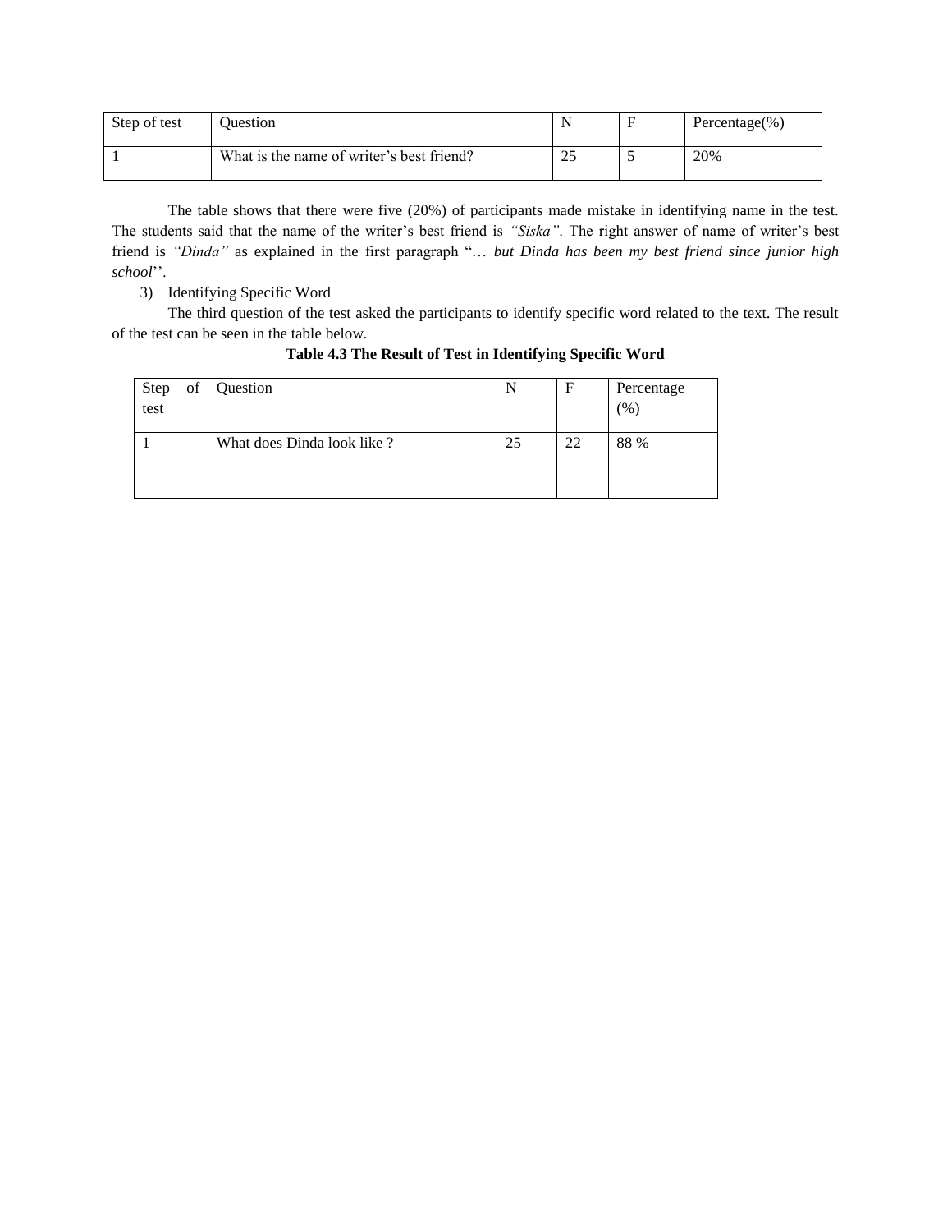| Step of test | Question | N | F | Percentage(%) |
|---|---|---|---|---|
| 1 | What is the name of writer's best friend? | 25 | 5 | 20% |

The table shows that there were five (20%) of participants made mistake in identifying name in the test. The students said that the name of the writer's best friend is *"Siska"*. The right answer of name of writer's best friend is *"Dinda"* as explained in the first paragraph "*… but Dinda has been my best friend since junior high school*''.

3) Identifying Specific Word

The third question of the test asked the participants to identify specific word related to the text. The result of the test can be seen in the table below.

**Table 4.3 The Result of Test in Identifying Specific Word**

| Step of test | Question | N | F | Percentage (%) |
|---|---|---|---|---|
| 1 | What does Dinda look like ? | 25 | 22 | 88 % |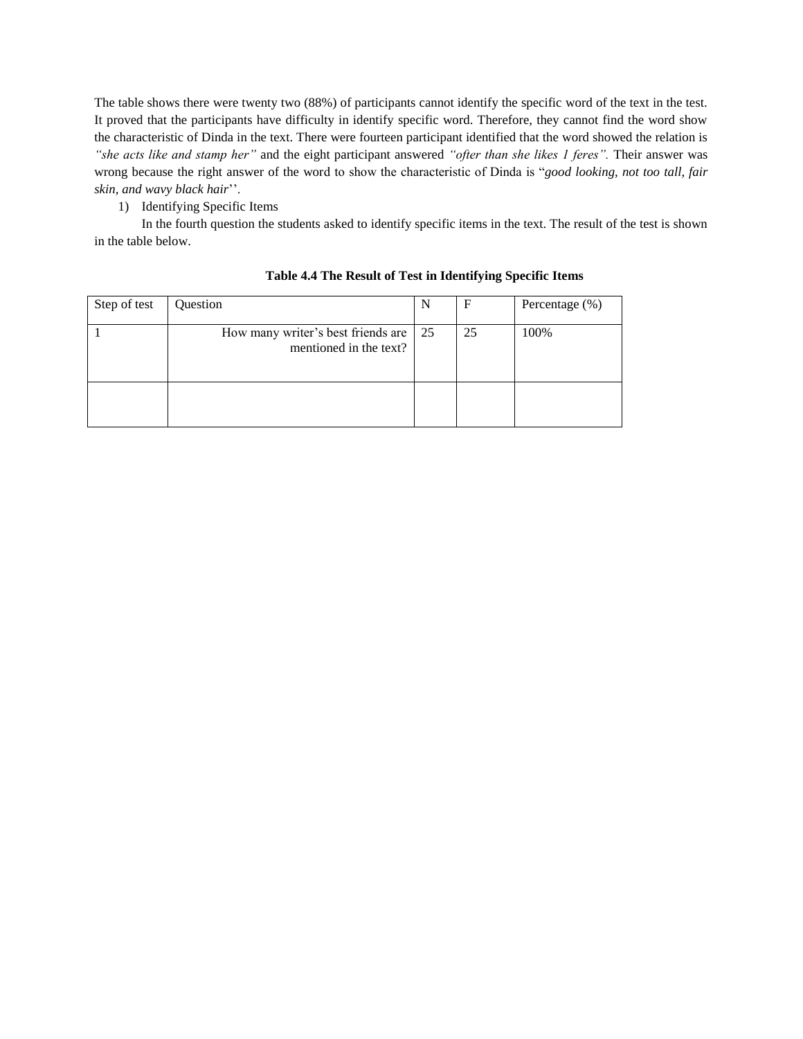The table shows there were twenty two (88%) of participants cannot identify the specific word of the text in the test. It proved that the participants have difficulty in identify specific word. Therefore, they cannot find the word show the characteristic of Dinda in the text. There were fourteen participant identified that the word showed the relation is *"she acts like and stamp her"* and the eight participant answered *"ofter than she likes 1 feres".* Their answer was wrong because the right answer of the word to show the characteristic of Dinda is "*good looking, not too tall, fair skin, and wavy black hair*''.

1) Identifying Specific Items

In the fourth question the students asked to identify specific items in the text. The result of the test is shown in the table below.

**Table 4.4 The Result of Test in Identifying Specific Items**

| Step of test | Question | N | F | Percentage (%) |
|---|---|---|---|---|
| 1 | How many writer's best friends are mentioned in the text? | 25 | 25 | 100% |
| | | | | |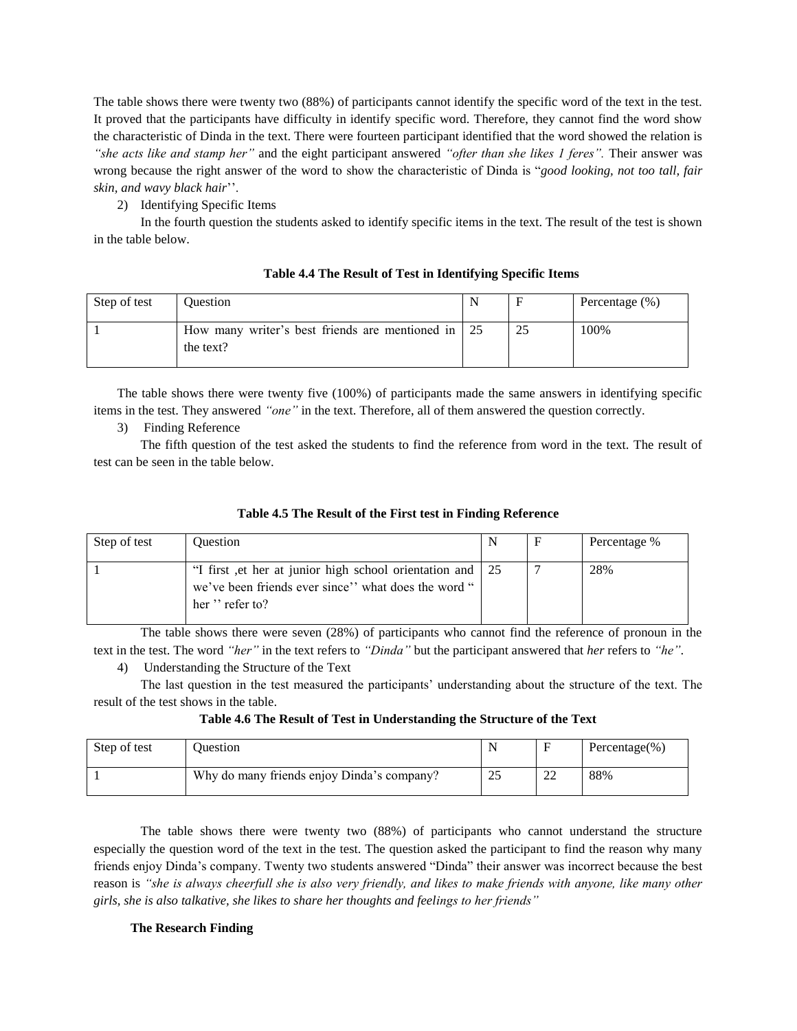The table shows there were twenty two (88%) of participants cannot identify the specific word of the text in the test. It proved that the participants have difficulty in identify specific word. Therefore, they cannot find the word show the characteristic of Dinda in the text. There were fourteen participant identified that the word showed the relation is *"she acts like and stamp her"* and the eight participant answered *"ofter than she likes 1 feres".* Their answer was wrong because the right answer of the word to show the characteristic of Dinda is "*good looking, not too tall, fair skin, and wavy black hair*''.

2) Identifying Specific Items

In the fourth question the students asked to identify specific items in the text. The result of the test is shown in the table below.

**Table 4.4 The Result of Test in Identifying Specific Items**

| Step of test | Question | N | F | Percentage (%) |
|---|---|---|---|---|
| 1 | How many writer's best friends are mentioned in the text? | 25 | 25 | 100% |

The table shows there were twenty five (100%) of participants made the same answers in identifying specific items in the test. They answered *"one"* in the text. Therefore, all of them answered the question correctly.

3) Finding Reference

The fifth question of the test asked the students to find the reference from word in the text. The result of test can be seen in the table below.

**Table 4.5 The Result of the First test in Finding Reference**

| Step of test | Question | N | F | Percentage % |
|---|---|---|---|---|
| 1 | "I first ,et her at junior high school orientation and we've been friends ever since'' what does the word " her '' refer to? | 25 | 7 | 28% |

The table shows there were seven (28%) of participants who cannot find the reference of pronoun in the text in the test. The word *"her"* in the text refers to *"Dinda"* but the participant answered that *her* refers to *"he"*.

4) Understanding the Structure of the Text

The last question in the test measured the participants' understanding about the structure of the text. The result of the test shows in the table.

**Table 4.6 The Result of Test in Understanding the Structure of the Text**

| Step of test | Question | N | F | Percentage(%) |
|---|---|---|---|---|
| 1 | Why do many friends enjoy Dinda's company? | 25 | 22 | 88% |

The table shows there were twenty two (88%) of participants who cannot understand the structure especially the question word of the text in the test. The question asked the participant to find the reason why many friends enjoy Dinda's company. Twenty two students answered "Dinda" their answer was incorrect because the best reason is *"she is always cheerfull she is also very friendly, and likes to make friends with anyone, like many other girls, she is also talkative, she likes to share her thoughts and feelings to her friends"*

**The Research Finding**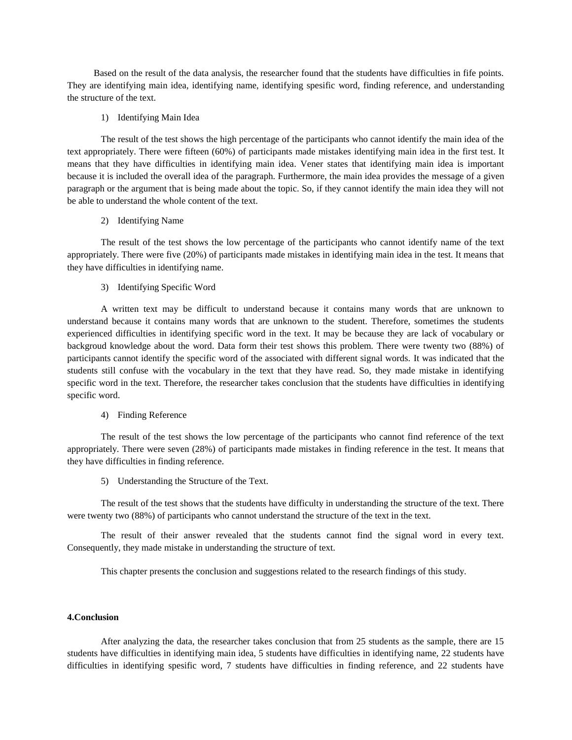Based on the result of the data analysis, the researcher found that the students have difficulties in fife points. They are identifying main idea, identifying name, identifying spesific word, finding reference, and understanding the structure of the text.

1) Identifying Main Idea

The result of the test shows the high percentage of the participants who cannot identify the main idea of the text appropriately. There were fifteen (60%) of participants made mistakes identifying main idea in the first test. It means that they have difficulties in identifying main idea. Vener states that identifying main idea is important because it is included the overall idea of the paragraph. Furthermore, the main idea provides the message of a given paragraph or the argument that is being made about the topic. So, if they cannot identify the main idea they will not be able to understand the whole content of the text.

2) Identifying Name

The result of the test shows the low percentage of the participants who cannot identify name of the text appropriately. There were five (20%) of participants made mistakes in identifying main idea in the test. It means that they have difficulties in identifying name.

3) Identifying Specific Word

A written text may be difficult to understand because it contains many words that are unknown to understand because it contains many words that are unknown to the student. Therefore, sometimes the students experienced difficulties in identifying specific word in the text. It may be because they are lack of vocabulary or backgroud knowledge about the word. Data form their test shows this problem. There were twenty two (88%) of participants cannot identify the specific word of the associated with different signal words. It was indicated that the students still confuse with the vocabulary in the text that they have read. So, they made mistake in identifying specific word in the text. Therefore, the researcher takes conclusion that the students have difficulties in identifying specific word.

4) Finding Reference

The result of the test shows the low percentage of the participants who cannot find reference of the text appropriately. There were seven (28%) of participants made mistakes in finding reference in the test. It means that they have difficulties in finding reference.

5) Understanding the Structure of the Text.

The result of the test shows that the students have difficulty in understanding the structure of the text. There were twenty two (88%) of participants who cannot understand the structure of the text in the text.

The result of their answer revealed that the students cannot find the signal word in every text. Consequently, they made mistake in understanding the structure of text.

This chapter presents the conclusion and suggestions related to the research findings of this study.

**4.Conclusion**

After analyzing the data, the researcher takes conclusion that from 25 students as the sample, there are 15 students have difficulties in identifying main idea, 5 students have difficulties in identifying name, 22 students have difficulties in identifying spesific word, 7 students have difficulties in finding reference, and 22 students have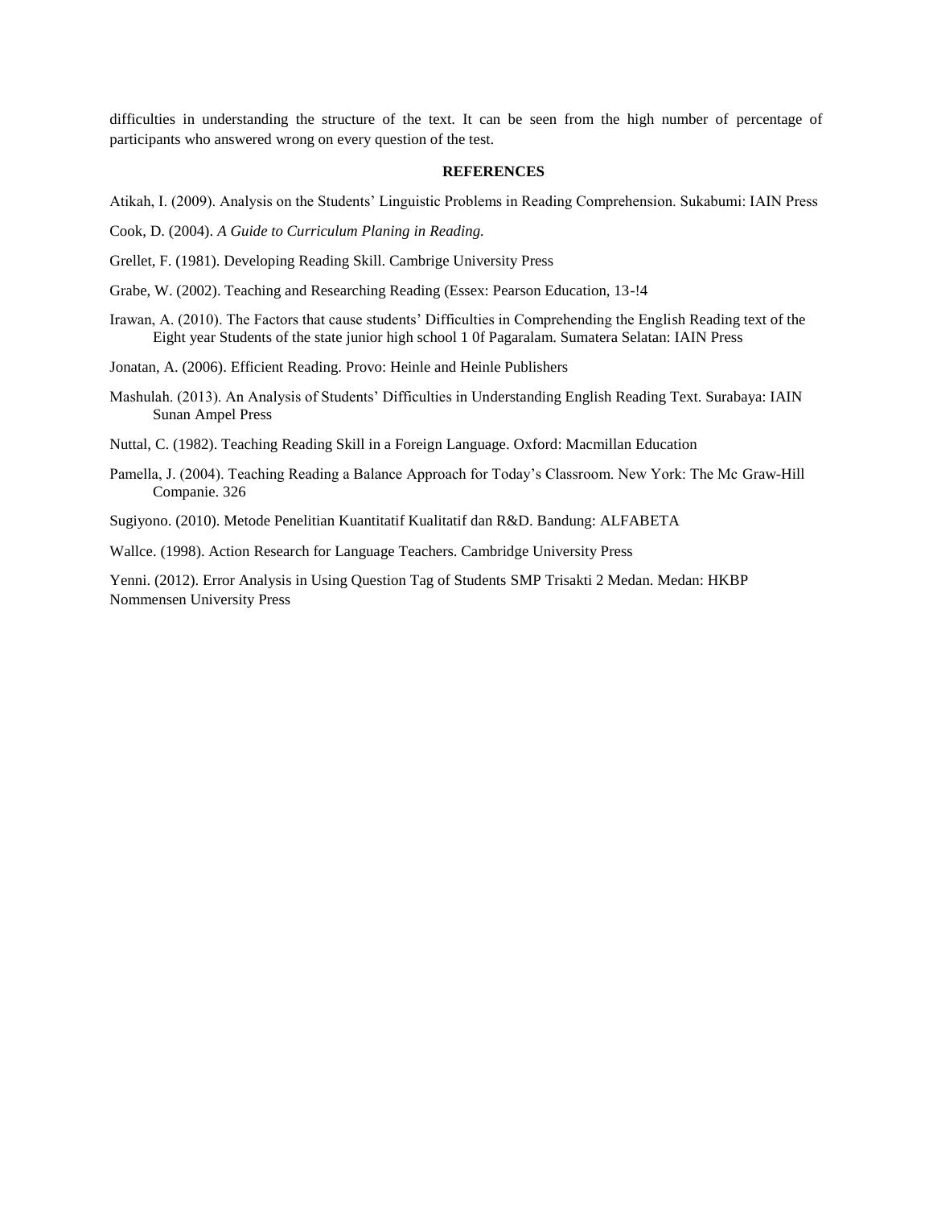difficulties in understanding the structure of the text. It can be seen from the high number of percentage of participants who answered wrong on every question of the test.

**REFERENCES**

Atikah, I. (2009). Analysis on the Students' Linguistic Problems in Reading Comprehension. Sukabumi: IAIN Press

Cook, D. (2004). *A Guide to Curriculum Planing in Reading.*

Grellet, F. (1981). Developing Reading Skill. Cambrige University Press

Grabe, W. (2002). Teaching and Researching Reading (Essex: Pearson Education, 13-!4

Irawan, A. (2010). The Factors that cause students' Difficulties in Comprehending the English Reading text of the Eight year Students of the state junior high school 1 0f Pagaralam. Sumatera Selatan: IAIN Press

Jonatan, A. (2006). Efficient Reading. Provo: Heinle and Heinle Publishers

Mashulah. (2013). An Analysis of Students' Difficulties in Understanding English Reading Text. Surabaya: IAIN Sunan Ampel Press

Nuttal, C. (1982). Teaching Reading Skill in a Foreign Language. Oxford: Macmillan Education

Pamella, J. (2004). Teaching Reading a Balance Approach for Today's Classroom. New York: The Mc Graw-Hill Companie. 326

Sugiyono. (2010). Metode Penelitian Kuantitatif Kualitatif dan R&D. Bandung: ALFABETA

Wallce. (1998). Action Research for Language Teachers. Cambridge University Press

Yenni. (2012). Error Analysis in Using Question Tag of Students SMP Trisakti 2 Medan. Medan: HKBP Nommensen University Press